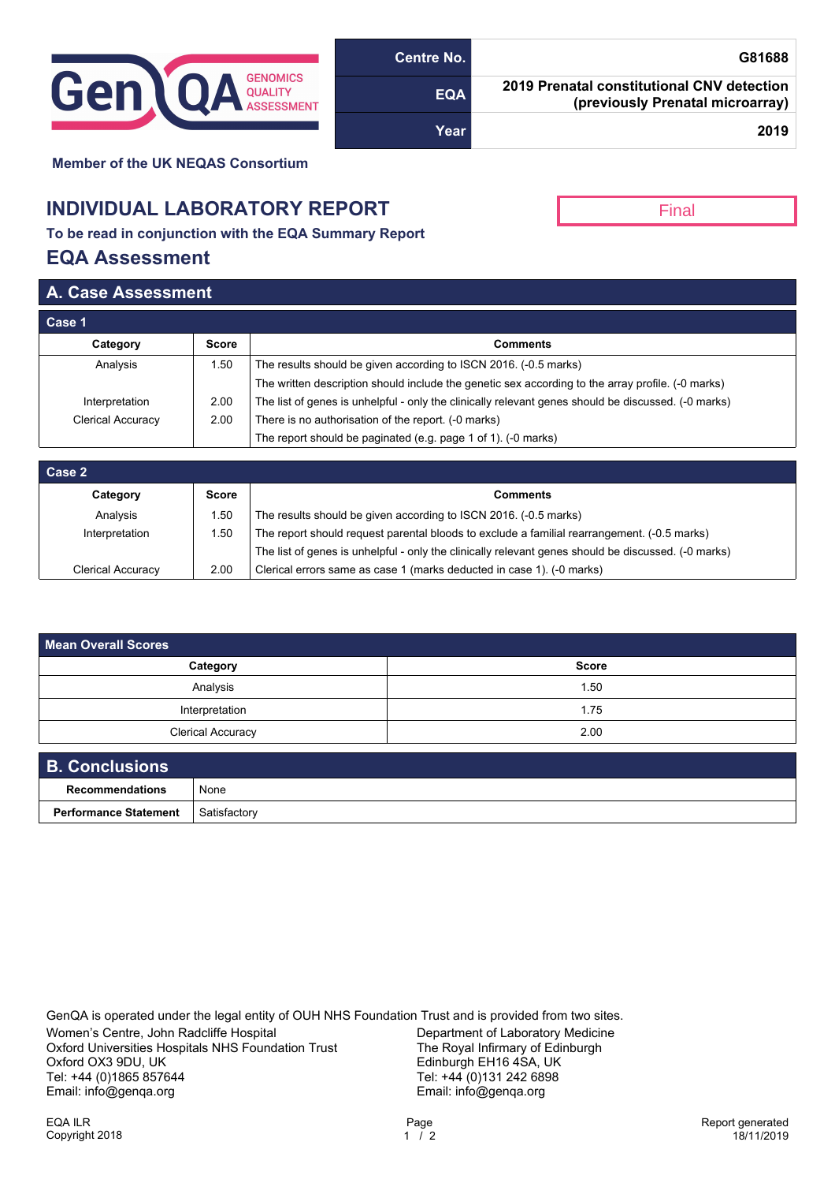GenQA GENOMICS QUALITY ASSESSMENT

| Centre No. | G81688 |
|---|---|
| EQA | 2019 Prenatal constitutional CNV detection (previously Prenatal microarray) |
| Year | 2019 |

**Member of the UK NEQAS Consortium**

# INDIVIDUAL LABORATORY REPORT

Final

**To be read in conjunction with the EQA Summary Report**

## EQA Assessment

## A. Case Assessment

### Case 1

| Category | Score | Comments |
|---|---|---|
| Analysis | 1.50 | The results should be given according to ISCN 2016. (-0.5 marks) |
| | | The written description should include the genetic sex according to the array profile. (-0 marks) |
| Interpretation | 2.00 | The list of genes is unhelpful - only the clinically relevant genes should be discussed. (-0 marks) |
| Clerical Accuracy | 2.00 | There is no authorisation of the report. (-0 marks) |
| | | The report should be paginated (e.g. page 1 of 1). (-0 marks) |

### Case 2

| Category | Score | Comments |
|---|---|---|
| Analysis | 1.50 | The results should be given according to ISCN 2016. (-0.5 marks) |
| Interpretation | 1.50 | The report should request parental bloods to exclude a familial rearrangement. (-0.5 marks) |
| | | The list of genes is unhelpful - only the clinically relevant genes should be discussed. (-0 marks) |
| Clerical Accuracy | 2.00 | Clerical errors same as case 1 (marks deducted in case 1). (-0 marks) |

### Mean Overall Scores

| Category | Score |
|---|---|
| Analysis | 1.50 |
| Interpretation | 1.75 |
| Clerical Accuracy | 2.00 |

## B. Conclusions

| | |
|---|---|
| **Recommendations** | None |
| **Performance Statement** | Satisfactory |

GenQA is operated under the legal entity of OUH NHS Foundation Trust and is provided from two sites.

Women's Centre, John Radcliffe Hospital
Oxford Universities Hospitals NHS Foundation Trust
Oxford OX3 9DU, UK
Tel: +44 (0)1865 857644
Email: info@genqa.org

Department of Laboratory Medicine
The Royal Infirmary of Edinburgh
Edinburgh EH16 4SA, UK
Tel: +44 (0)131 242 6898
Email: info@genqa.org

EQA ILR
Copyright 2018

Report generated
18/11/2019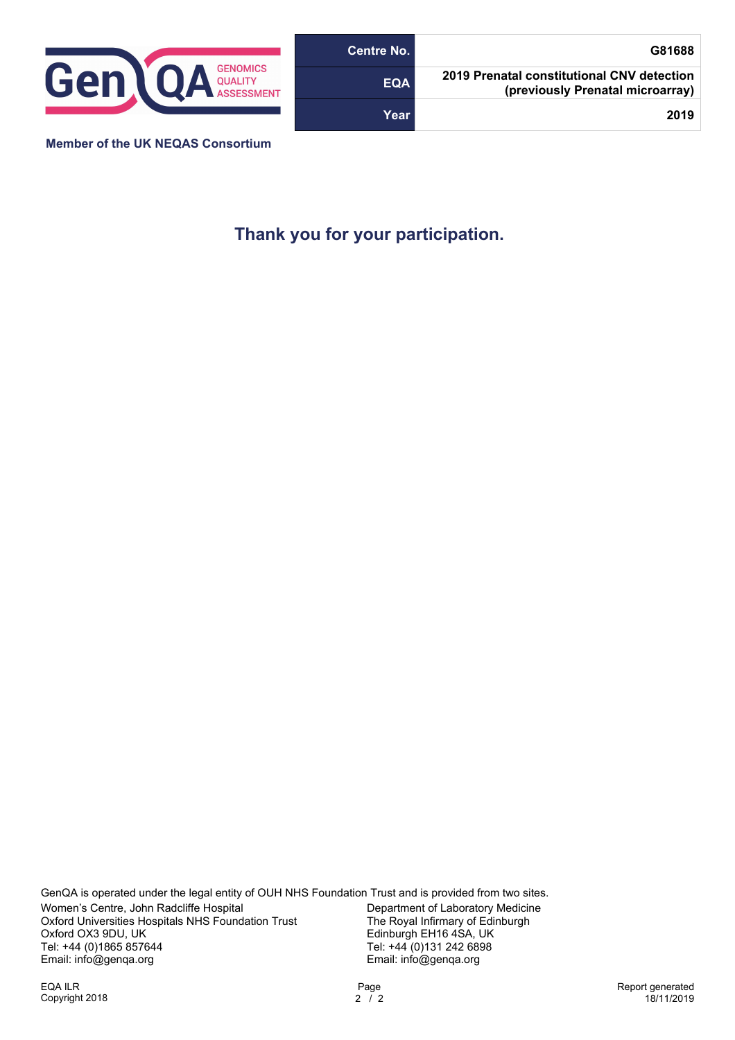| Centre No. | G81688 |
| --- | --- |
| EQA | 2019 Prenatal constitutional CNV detection (previously Prenatal microarray) |
| Year | 2019 |

**Member of the UK NEQAS Consortium**

## Thank you for your participation.

GenQA is operated under the legal entity of OUH NHS Foundation Trust and is provided from two sites.

Women's Centre, John Radcliffe Hospital
Oxford Universities Hospitals NHS Foundation Trust
Oxford OX3 9DU, UK
Tel: +44 (0)1865 857644
Email: info@genqa.org

Department of Laboratory Medicine
The Royal Infirmary of Edinburgh
Edinburgh EH16 4SA, UK
Tel: +44 (0)131 242 6898
Email: info@genqa.org

EQA ILR
Copyright 2018

Report generated
18/11/2019